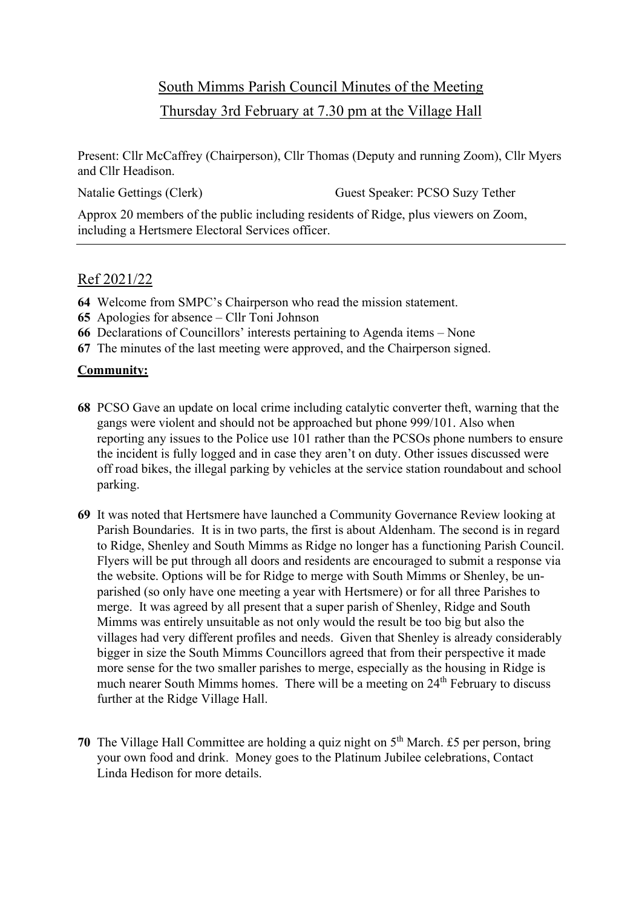# South Mimms Parish Council Minutes of the Meeting

## Thursday 3rd February at 7.30 pm at the Village Hall

Present: Cllr McCaffrey (Chairperson), Cllr Thomas (Deputy and running Zoom), Cllr Myers and Cllr Headison.

Natalie Gettings (Clerk) Guest Speaker: PCSO Suzy Tether

Approx 20 members of the public including residents of Ridge, plus viewers on Zoom, including a Hertsmere Electoral Services officer.

---

## Ref 2021/22

**64** Welcome from SMPC's Chairperson who read the mission statement.

**65** Apologies for absence – Cllr Toni Johnson

**66** Declarations of Councillors' interests pertaining to Agenda items – None

**67** The minutes of the last meeting were approved, and the Chairperson signed.

**Community:**

**68** PCSO Gave an update on local crime including catalytic converter theft, warning that the gangs were violent and should not be approached but phone 999/101. Also when reporting any issues to the Police use 101 rather than the PCSOs phone numbers to ensure the incident is fully logged and in case they aren't on duty. Other issues discussed were off road bikes, the illegal parking by vehicles at the service station roundabout and school parking.

**69** It was noted that Hertsmere have launched a Community Governance Review looking at Parish Boundaries. It is in two parts, the first is about Aldenham. The second is in regard to Ridge, Shenley and South Mimms as Ridge no longer has a functioning Parish Council. Flyers will be put through all doors and residents are encouraged to submit a response via the website. Options will be for Ridge to merge with South Mimms or Shenley, be un-parished (so only have one meeting a year with Hertsmere) or for all three Parishes to merge. It was agreed by all present that a super parish of Shenley, Ridge and South Mimms was entirely unsuitable as not only would the result be too big but also the villages had very different profiles and needs. Given that Shenley is already considerably bigger in size the South Mimms Councillors agreed that from their perspective it made more sense for the two smaller parishes to merge, especially as the housing in Ridge is much nearer South Mimms homes. There will be a meeting on 24th February to discuss further at the Ridge Village Hall.

**70** The Village Hall Committee are holding a quiz night on 5th March. £5 per person, bring your own food and drink. Money goes to the Platinum Jubilee celebrations, Contact Linda Hedison for more details.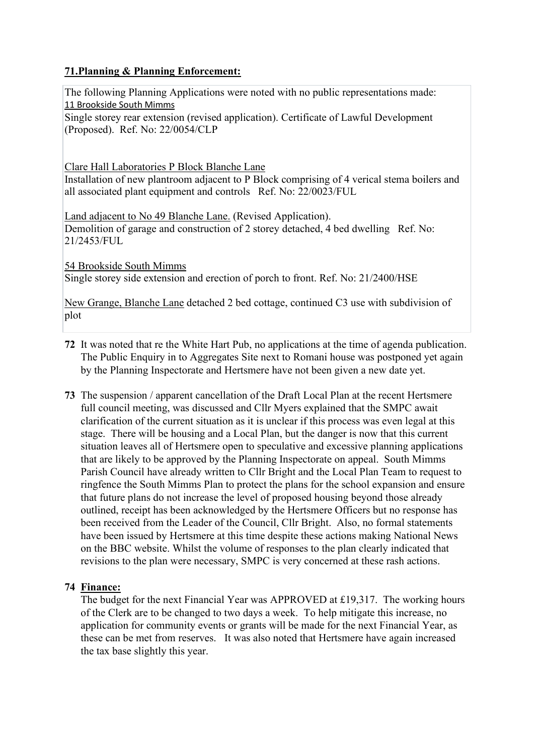**71.Planning & Planning Enforcement:**

The following Planning Applications were noted with no public representations made:

11 Brookside South Mimms

Single storey rear extension (revised application). Certificate of Lawful Development (Proposed). Ref. No: 22/0054/CLP

Clare Hall Laboratories P Block Blanche Lane

Installation of new plantroom adjacent to P Block comprising of 4 verical stema boilers and all associated plant equipment and controls Ref. No: 22/0023/FUL

Land adjacent to No 49 Blanche Lane. (Revised Application).

Demolition of garage and construction of 2 storey detached, 4 bed dwelling Ref. No: 21/2453/FUL

54 Brookside South Mimms

Single storey side extension and erection of porch to front. Ref. No: 21/2400/HSE

New Grange, Blanche Lane detached 2 bed cottage, continued C3 use with subdivision of plot

**72** It was noted that re the White Hart Pub, no applications at the time of agenda publication. The Public Enquiry in to Aggregates Site next to Romani house was postponed yet again by the Planning Inspectorate and Hertsmere have not been given a new date yet.

**73** The suspension / apparent cancellation of the Draft Local Plan at the recent Hertsmere full council meeting, was discussed and Cllr Myers explained that the SMPC await clarification of the current situation as it is unclear if this process was even legal at this stage. There will be housing and a Local Plan, but the danger is now that this current situation leaves all of Hertsmere open to speculative and excessive planning applications that are likely to be approved by the Planning Inspectorate on appeal. South Mimms Parish Council have already written to Cllr Bright and the Local Plan Team to request to ringfence the South Mimms Plan to protect the plans for the school expansion and ensure that future plans do not increase the level of proposed housing beyond those already outlined, receipt has been acknowledged by the Hertsmere Officers but no response has been received from the Leader of the Council, Cllr Bright. Also, no formal statements have been issued by Hertsmere at this time despite these actions making National News on the BBC website. Whilst the volume of responses to the plan clearly indicated that revisions to the plan were necessary, SMPC is very concerned at these rash actions.

**74 Finance:**

The budget for the next Financial Year was APPROVED at £19,317. The working hours of the Clerk are to be changed to two days a week. To help mitigate this increase, no application for community events or grants will be made for the next Financial Year, as these can be met from reserves. It was also noted that Hertsmere have again increased the tax base slightly this year.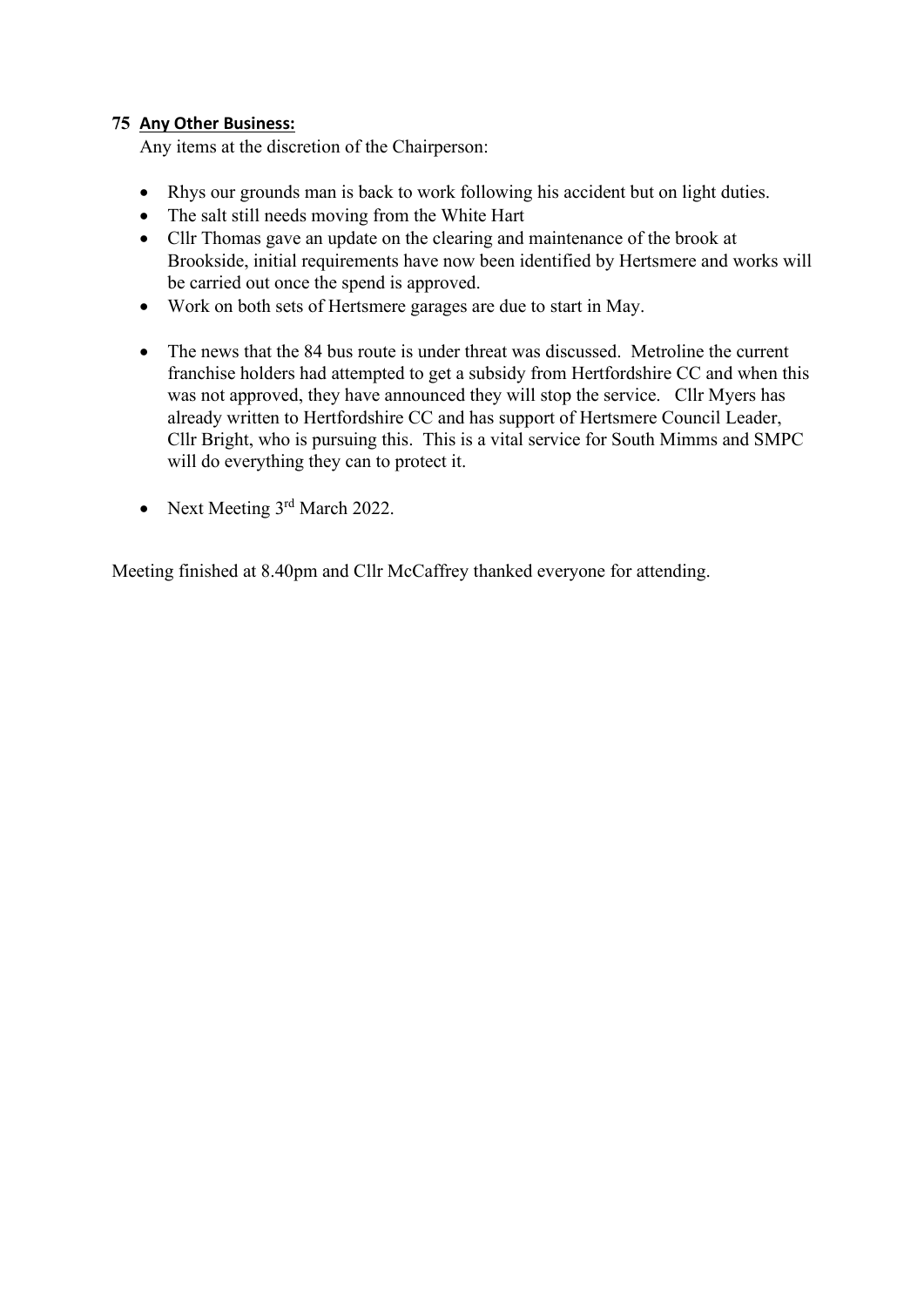**75 Any Other Business:**

Any items at the discretion of the Chairperson:

- Rhys our grounds man is back to work following his accident but on light duties.
- The salt still needs moving from the White Hart
- Cllr Thomas gave an update on the clearing and maintenance of the brook at Brookside, initial requirements have now been identified by Hertsmere and works will be carried out once the spend is approved.
- Work on both sets of Hertsmere garages are due to start in May.
- The news that the 84 bus route is under threat was discussed. Metroline the current franchise holders had attempted to get a subsidy from Hertfordshire CC and when this was not approved, they have announced they will stop the service. Cllr Myers has already written to Hertfordshire CC and has support of Hertsmere Council Leader, Cllr Bright, who is pursuing this. This is a vital service for South Mimms and SMPC will do everything they can to protect it.
- Next Meeting 3rd March 2022.

Meeting finished at 8.40pm and Cllr McCaffrey thanked everyone for attending.